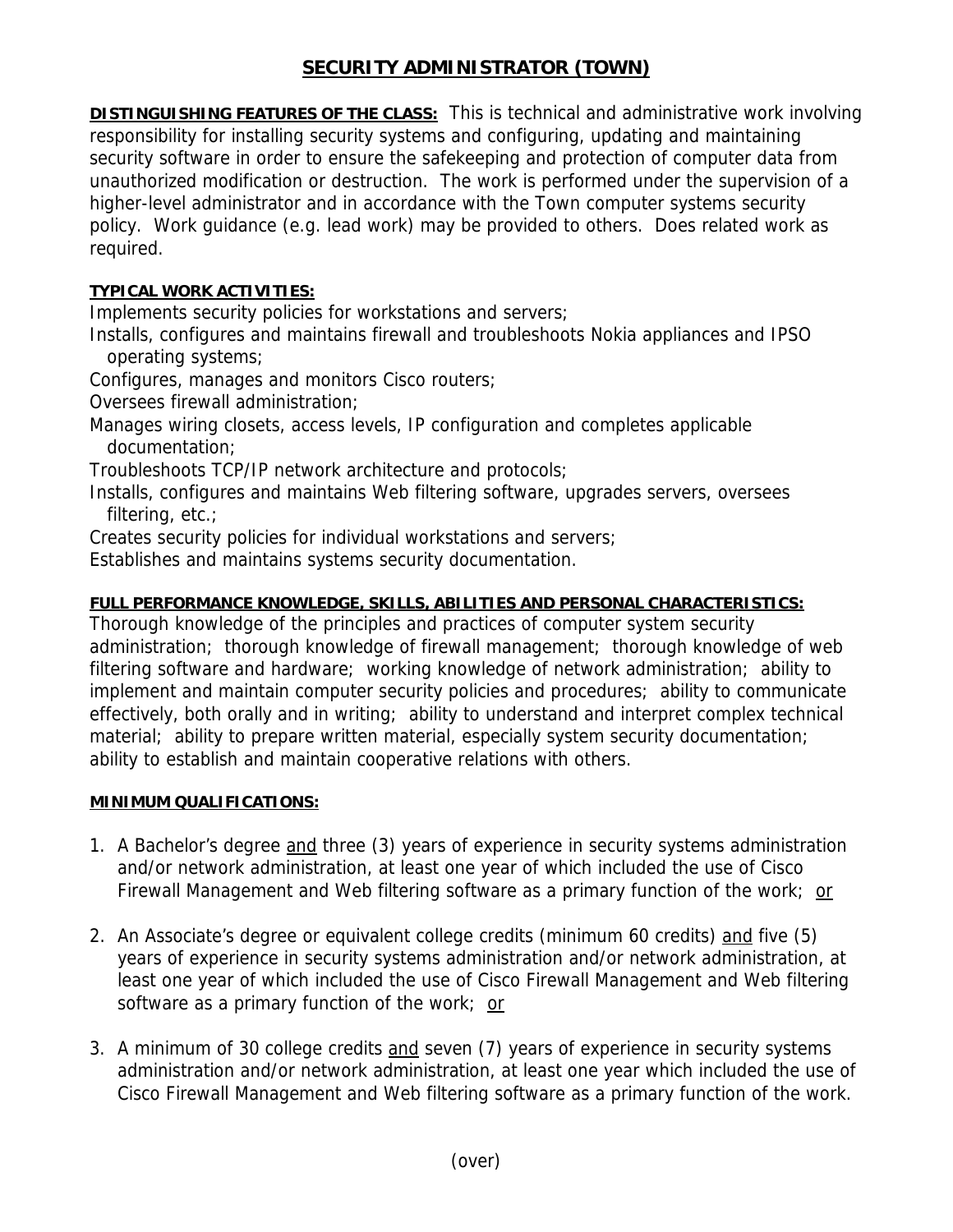# SECURITY ADMINISTRATOR (TOWN)

**DISTINGUISHING FEATURES OF THE CLASS:** This is technical and administrative work involving responsibility for installing security systems and configuring, updating and maintaining security software in order to ensure the safekeeping and protection of computer data from unauthorized modification or destruction. The work is performed under the supervision of a higher-level administrator and in accordance with the Town computer systems security policy. Work guidance (e.g. lead work) may be provided to others. Does related work as required.

**TYPICAL WORK ACTIVITIES:**

Implements security policies for workstations and servers;
Installs, configures and maintains firewall and troubleshoots Nokia appliances and IPSO operating systems;
Configures, manages and monitors Cisco routers;
Oversees firewall administration;
Manages wiring closets, access levels, IP configuration and completes applicable documentation;
Troubleshoots TCP/IP network architecture and protocols;
Installs, configures and maintains Web filtering software, upgrades servers, oversees filtering, etc.;
Creates security policies for individual workstations and servers;
Establishes and maintains systems security documentation.

**FULL PERFORMANCE KNOWLEDGE, SKILLS, ABILITIES AND PERSONAL CHARACTERISTICS:**

Thorough knowledge of the principles and practices of computer system security administration; thorough knowledge of firewall management; thorough knowledge of web filtering software and hardware; working knowledge of network administration; ability to implement and maintain computer security policies and procedures; ability to communicate effectively, both orally and in writing; ability to understand and interpret complex technical material; ability to prepare written material, especially system security documentation; ability to establish and maintain cooperative relations with others.

**MINIMUM QUALIFICATIONS:**

1. A Bachelor's degree and three (3) years of experience in security systems administration and/or network administration, at least one year of which included the use of Cisco Firewall Management and Web filtering software as a primary function of the work; or

2. An Associate's degree or equivalent college credits (minimum 60 credits) and five (5) years of experience in security systems administration and/or network administration, at least one year of which included the use of Cisco Firewall Management and Web filtering software as a primary function of the work; or

3. A minimum of 30 college credits and seven (7) years of experience in security systems administration and/or network administration, at least one year which included the use of Cisco Firewall Management and Web filtering software as a primary function of the work.

(over)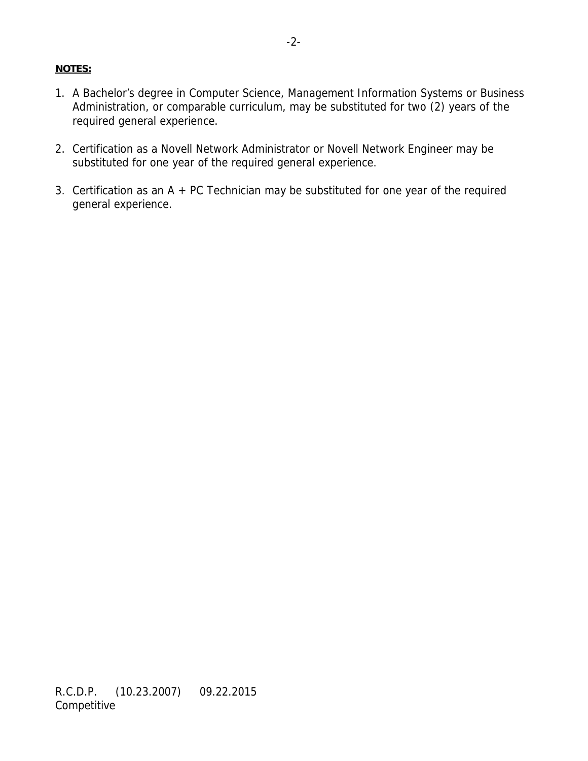**NOTES:**

1. A Bachelor's degree in Computer Science, Management Information Systems or Business Administration, or comparable curriculum, may be substituted for two (2) years of the required general experience.

2. Certification as a Novell Network Administrator or Novell Network Engineer may be substituted for one year of the required general experience.

3. Certification as an A + PC Technician may be substituted for one year of the required general experience.

R.C.D.P. (10.23.2007) 09.22.2015
Competitive